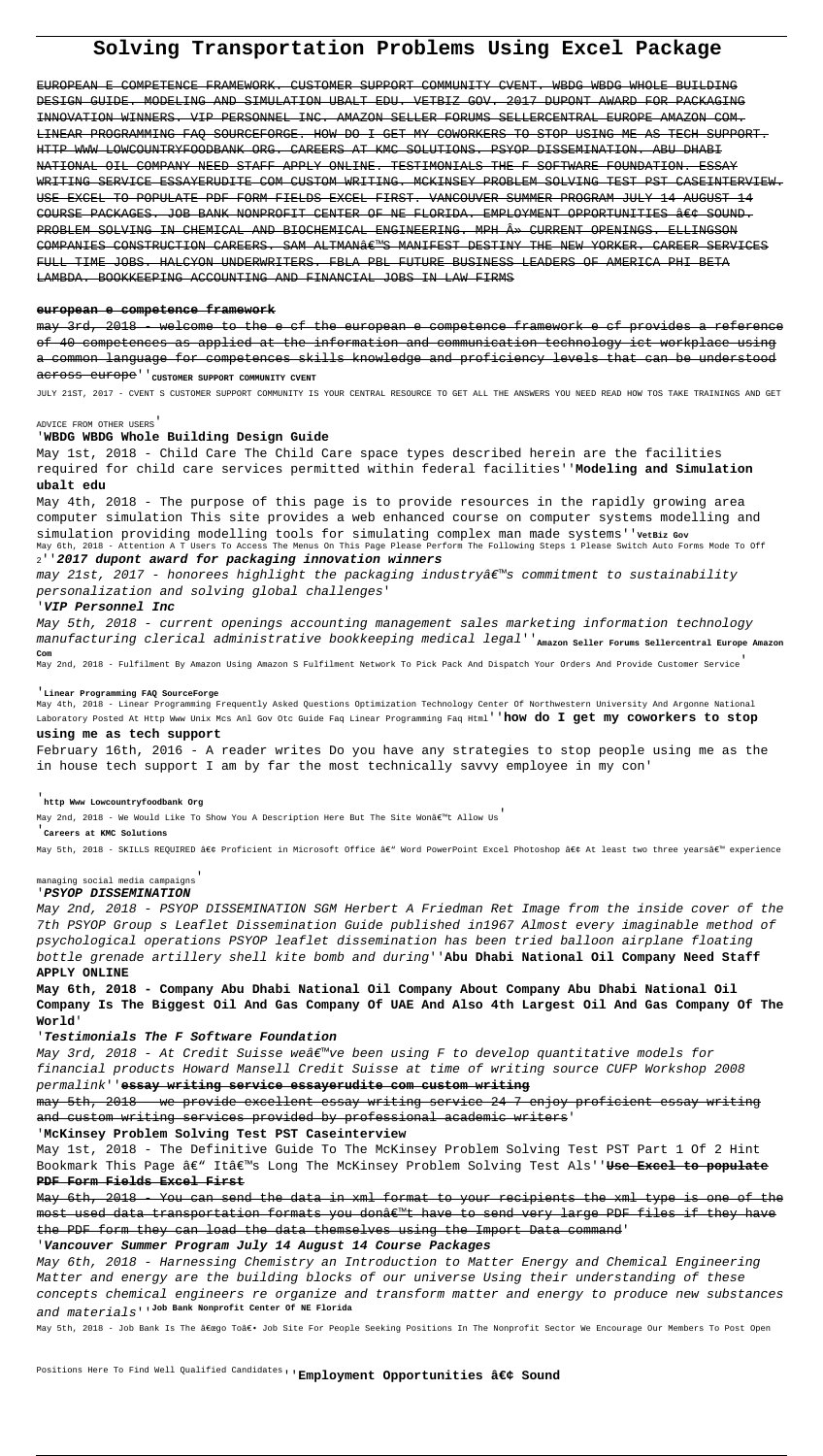# Solving Transportation Problems Using Excel Package

EUROPEAN E COMPETENCE FRAMEWORK. CUSTOMER SUPPORT COMMUNITY CVENT. WBDG WBDG WHOLE BUILDING DESIGN GUIDE. MODELING AND SIMULATION UBALT EDU. VETBIZ GOV. 2017 DUPONT AWARD FOR PACKAGING INNOVATION WINNERS. VIP PERSONNEL INC. AMAZON SELLER FORUMS SELLERCENTRAL EUROPE AMAZON COM. LINEAR PROGRAMMING FAQ SOURCEFORGE. HOW DO I GET MY COWORKERS TO STOP USING ME AS TECH SUPPORT. HTTP WWW LOWCOUNTRYFOODBANK ORG. CAREERS AT KMC SOLUTIONS. PSYOP DISSEMINATION. ABU DHABI NATIONAL OIL COMPANY NEED STAFF APPLY ONLINE. TESTIMONIALS THE F SOFTWARE FOUNDATION. ESSAY WRITING SERVICE ESSAYERUDITE COM CUSTOM WRITING. MCKINSEY PROBLEM SOLVING TEST PST CASEINTERVIEW. USE EXCEL TO POPULATE PDF FORM FIELDS EXCEL FIRST. VANCOUVER SUMMER PROGRAM JULY 14 AUGUST 14 COURSE PACKAGES. JOB BANK NONPROFIT CENTER OF NE FLORIDA. EMPLOYMENT OPPORTUNITIES â€¢ SOUND. PROBLEM SOLVING IN CHEMICAL AND BIOCHEMICAL ENGINEERING. MPH Â» CURRENT OPENINGS. ELLINGSON COMPANIES CONSTRUCTION CAREERS. SAM ALTMANâ€™S MANIFEST DESTINY THE NEW YORKER. CAREER SERVICES FULL TIME JOBS. HALCYON UNDERWRITERS. FBLA PBL FUTURE BUSINESS LEADERS OF AMERICA PHI BETA LAMBDA. BOOKKEEPING ACCOUNTING AND FINANCIAL JOBS IN LAW FIRMS

**european e competence framework**

may 3rd, 2018 - welcome to the e cf the european e competence framework e cf provides a reference of 40 competences as applied at the information and communication technology ict workplace using a common language for competences skills knowledge and proficiency levels that can be understood across europe''**CUSTOMER SUPPORT COMMUNITY CVENT**

JULY 21ST, 2017 - CVENT S CUSTOMER SUPPORT COMMUNITY IS YOUR CENTRAL RESOURCE TO GET ALL THE ANSWERS YOU NEED READ HOW TOS TAKE TRAININGS AND GET ADVICE FROM OTHER USERS'

'**WBDG WBDG Whole Building Design Guide**

May 1st, 2018 - Child Care The Child Care space types described herein are the facilities required for child care services permitted within federal facilities''**Modeling and Simulation ubalt edu**

May 4th, 2018 - The purpose of this page is to provide resources in the rapidly growing area computer simulation This site provides a web enhanced course on computer systems modelling and simulation providing modelling tools for simulating complex man made systems''**VetBiz Gov**

May 6th, 2018 - Attention A T Users To Access The Menus On This Page Please Perform The Following Steps 1 Please Switch Auto Forms Mode To Off 2''***2017 dupont award for packaging innovation winners***

*may 21st, 2017 - honorees highlight the packaging industryâ€™s commitment to sustainability personalization and solving global challenges*'

'**VIP Personnel Inc**

*May 5th, 2018 - current openings accounting management sales marketing information technology manufacturing clerical administrative bookkeeping medical legal*''**Amazon Seller Forums Sellercentral Europe Amazon Com**

May 2nd, 2018 - Fulfilment By Amazon Using Amazon S Fulfilment Network To Pick Pack And Dispatch Your Orders And Provide Customer Service'

'**Linear Programming FAQ SourceForge**

May 4th, 2018 - Linear Programming Frequently Asked Questions Optimization Technology Center Of Northwestern University And Argonne National Laboratory Posted At Http Www Unix Mcs Anl Gov Otc Guide Faq Linear Programming Faq Html''**how do I get my coworkers to stop using me as tech support**

February 16th, 2016 - A reader writes Do you have any strategies to stop people using me as the in house tech support I am by far the most technically savvy employee in my con'

'**http Www Lowcountryfoodbank Org**

May 2nd, 2018 - We Would Like To Show You A Description Here But The Site Wonâ€™t Allow Us'

'**Careers at KMC Solutions**

May 5th, 2018 - SKILLS REQUIRED â€¢ Proficient in Microsoft Office â€" Word PowerPoint Excel Photoshop â€¢ At least two three yearsâ€™ experience managing social media campaigns'

'**PSYOP DISSEMINATION**

*May 2nd, 2018 - PSYOP DISSEMINATION SGM Herbert A Friedman Ret Image from the inside cover of the 7th PSYOP Group s Leaflet Dissemination Guide published in1967 Almost every imaginable method of psychological operations PSYOP leaflet dissemination has been tried balloon airplane floating bottle grenade artillery shell kite bomb and during*''**Abu Dhabi National Oil Company Need Staff APPLY ONLINE**

**May 6th, 2018 - Company Abu Dhabi National Oil Company About Company Abu Dhabi National Oil Company Is The Biggest Oil And Gas Company Of UAE And Also 4th Largest Oil And Gas Company Of The World**'

'**Testimonials The F Software Foundation**

*May 3rd, 2018 - At Credit Suisse weâ€™ve been using F to develop quantitative models for financial products Howard Mansell Credit Suisse at time of writing source CUFP Workshop 2008 permalink*''**essay writing service essayerudite com custom writing**

may 5th, 2018 - we provide excellent essay writing service 24 7 enjoy proficient essay writing and custom writing services provided by professional academic writers'

'**McKinsey Problem Solving Test PST Caseinterview**

May 1st, 2018 - The Definitive Guide To The McKinsey Problem Solving Test PST Part 1 Of 2 Hint Bookmark This Page â€" Itâ€™s Long The McKinsey Problem Solving Test Als''**Use Excel to populate PDF Form Fields Excel First**

May 6th, 2018 - You can send the data in xml format to your recipients the xml type is one of the most used data transportation formats you donâ€™t have to send very large PDF files if they have the PDF form they can load the data themselves using the Import Data command'

'**Vancouver Summer Program July 14 August 14 Course Packages**

*May 6th, 2018 - Harnessing Chemistry an Introduction to Matter Energy and Chemical Engineering Matter and energy are the building blocks of our universe Using their understanding of these concepts chemical engineers re organize and transform matter and energy to produce new substances and materials*''**Job Bank Nonprofit Center Of NE Florida**

May 5th, 2018 - Job Bank Is The â€œgo Toâ€• Job Site For People Seeking Positions In The Nonprofit Sector We Encourage Our Members To Post Open Positions Here To Find Well Qualified Candidates''**Employment Opportunities â€¢ Sound**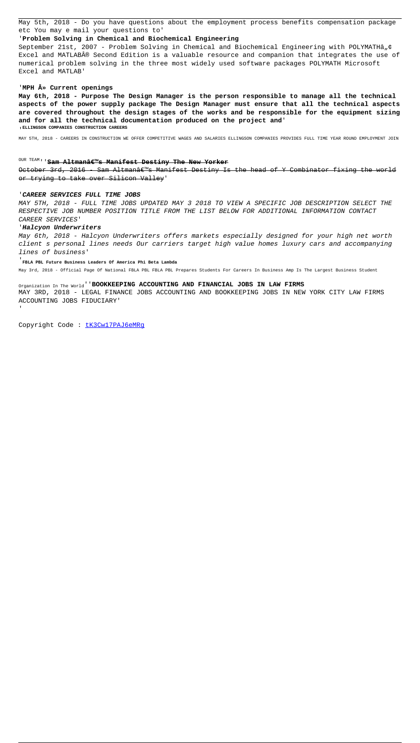May 5th, 2018 - Do you have questions about the employment process benefits compensation package etc You may e mail your questions to'

'**Problem Solving in Chemical and Biochemical Engineering**

September 21st, 2007 - Problem Solving in Chemical and Biochemical Engineering with POLYMATHâ„¢ Excel and MATLAB® Second Edition is a valuable resource and companion that integrates the use of numerical problem solving in the three most widely used software packages POLYMATH Microsoft Excel and MATLAB'

'**MPH Â» Current openings**

**May 6th, 2018 - Purpose The Design Manager is the person responsible to manage all the technical aspects of the power supply package The Design Manager must ensure that all the technical aspects are covered throughout the design stages of the works and be responsible for the equipment sizing and for all the technical documentation produced on the project and**'

'**ELLINGSON COMPANIES CONSTRUCTION CAREERS**

MAY 5TH, 2018 - CAREERS IN CONSTRUCTION WE OFFER COMPETITIVE WAGES AND SALARIES ELLINGSON COMPANIES PROVIDES FULL TIME YEAR ROUND EMPLOYMENT JOIN OUR TEAM''

~~**Sam Altmanâ€™s Manifest Destiny The New Yorker**~~

~~October 3rd, 2016 - Sam Altmanâ€™s Manifest Destiny Is the head of Y Combinator fixing the world or trying to take over Silicon Valley~~'

'***CAREER SERVICES FULL TIME JOBS***

*MAY 5TH, 2018 - FULL TIME JOBS UPDATED MAY 3 2018 TO VIEW A SPECIFIC JOB DESCRIPTION SELECT THE RESPECTIVE JOB NUMBER POSITION TITLE FROM THE LIST BELOW FOR ADDITIONAL INFORMATION CONTACT CAREER SERVICES*'

'***Halcyon Underwriters***

*May 6th, 2018 - Halcyon Underwriters offers markets especially designed for your high net worth client s personal lines needs Our carriers target high value homes luxury cars and accompanying lines of business*'

'**FBLA PBL Future Business Leaders Of America Phi Beta Lambda**

May 3rd, 2018 - Official Page Of National FBLA PBL FBLA PBL Prepares Students For Careers In Business Amp Is The Largest Business Student Organization In The World''

**BOOKKEEPING ACCOUNTING AND FINANCIAL JOBS IN LAW FIRMS**

MAY 3RD, 2018 - LEGAL FINANCE JOBS ACCOUNTING AND BOOKKEEPING JOBS IN NEW YORK CITY LAW FIRMS ACCOUNTING JOBS FIDUCIARY'

'

Copyright Code : tK3Cw17PAJ6eMRg